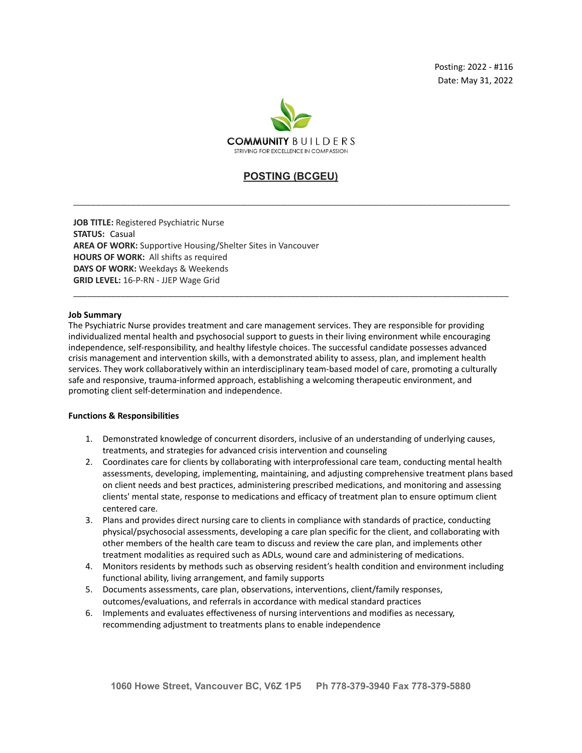Posting: 2022 - #116
Date: May 31, 2022

COMMUNITY BUILDERS
STRIVING FOR EXCELLENCE IN COMPASSION

# POSTING (BCGEU)

---

**JOB TITLE:** Registered Psychiatric Nurse
**STATUS:** Casual
**AREA OF WORK:** Supportive Housing/Shelter Sites in Vancouver
**HOURS OF WORK:** All shifts as required
**DAYS OF WORK:** Weekdays & Weekends
**GRID LEVEL:** 16-P-RN - JJEP Wage Grid

---

**Job Summary**

The Psychiatric Nurse provides treatment and care management services. They are responsible for providing individualized mental health and psychosocial support to guests in their living environment while encouraging independence, self-responsibility, and healthy lifestyle choices. The successful candidate possesses advanced crisis management and intervention skills, with a demonstrated ability to assess, plan, and implement health services. They work collaboratively within an interdisciplinary team-based model of care, promoting a culturally safe and responsive, trauma-informed approach, establishing a welcoming therapeutic environment, and promoting client self-determination and independence.

**Functions & Responsibilities**

1. Demonstrated knowledge of concurrent disorders, inclusive of an understanding of underlying causes, treatments, and strategies for advanced crisis intervention and counseling
2. Coordinates care for clients by collaborating with interprofessional care team, conducting mental health assessments, developing, implementing, maintaining, and adjusting comprehensive treatment plans based on client needs and best practices, administering prescribed medications, and monitoring and assessing clients' mental state, response to medications and efficacy of treatment plan to ensure optimum client centered care.
3. Plans and provides direct nursing care to clients in compliance with standards of practice, conducting physical/psychosocial assessments, developing a care plan specific for the client, and collaborating with other members of the health care team to discuss and review the care plan, and implements other treatment modalities as required such as ADLs, wound care and administering of medications.
4. Monitors residents by methods such as observing resident's health condition and environment including functional ability, living arrangement, and family supports
5. Documents assessments, care plan, observations, interventions, client/family responses, outcomes/evaluations, and referrals in accordance with medical standard practices
6. Implements and evaluates effectiveness of nursing interventions and modifies as necessary, recommending adjustment to treatments plans to enable independence

1060 Howe Street, Vancouver BC, V6Z 1P5 Ph 778-379-3940 Fax 778-379-5880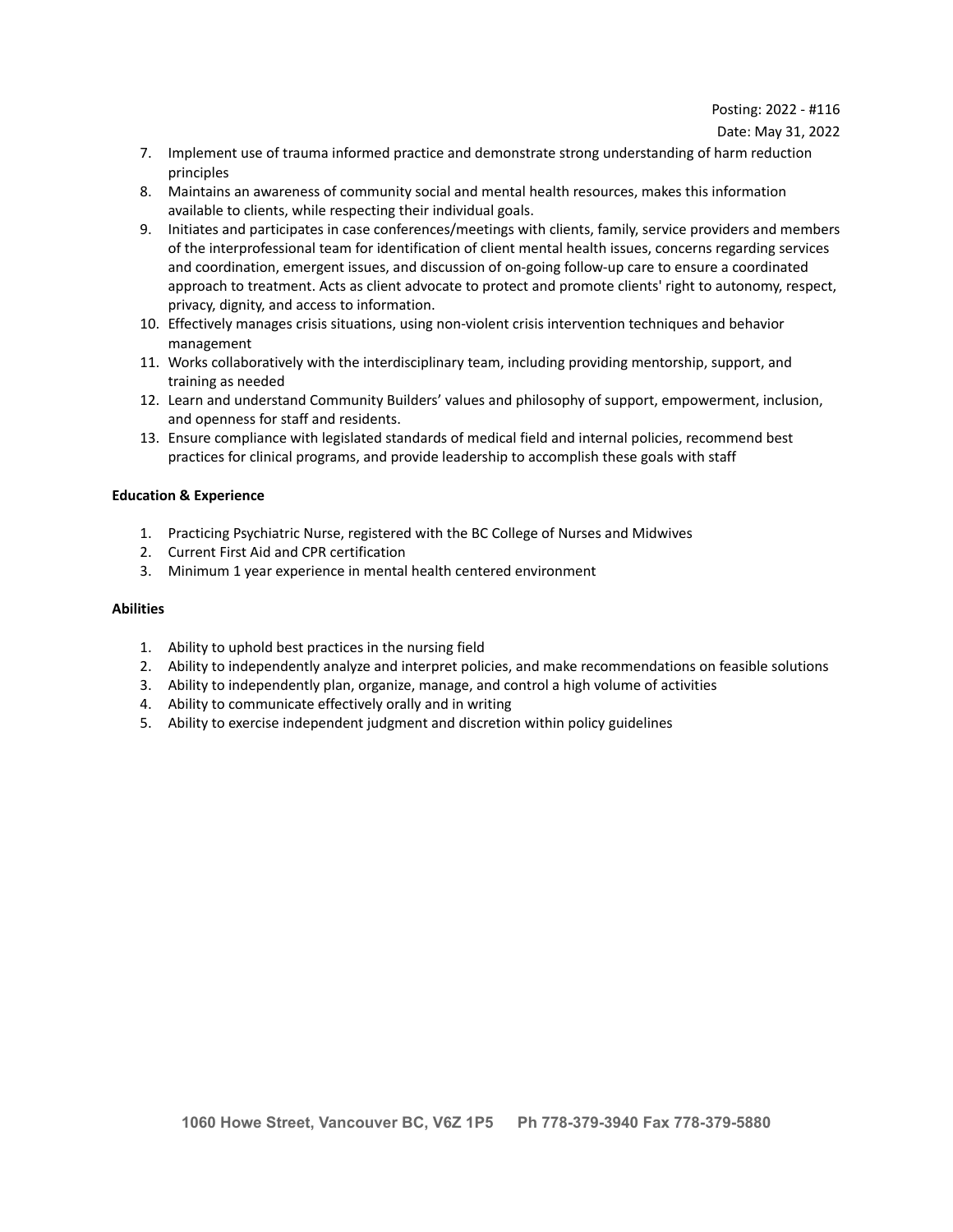7. Implement use of trauma informed practice and demonstrate strong understanding of harm reduction principles
8. Maintains an awareness of community social and mental health resources, makes this information available to clients, while respecting their individual goals.
9. Initiates and participates in case conferences/meetings with clients, family, service providers and members of the interprofessional team for identification of client mental health issues, concerns regarding services and coordination, emergent issues, and discussion of on-going follow-up care to ensure a coordinated approach to treatment. Acts as client advocate to protect and promote clients' right to autonomy, respect, privacy, dignity, and access to information.
10. Effectively manages crisis situations, using non-violent crisis intervention techniques and behavior management
11. Works collaboratively with the interdisciplinary team, including providing mentorship, support, and training as needed
12. Learn and understand Community Builders' values and philosophy of support, empowerment, inclusion, and openness for staff and residents.
13. Ensure compliance with legislated standards of medical field and internal policies, recommend best practices for clinical programs, and provide leadership to accomplish these goals with staff

**Education & Experience**

1. Practicing Psychiatric Nurse, registered with the BC College of Nurses and Midwives
2. Current First Aid and CPR certification
3. Minimum 1 year experience in mental health centered environment

**Abilities**

1. Ability to uphold best practices in the nursing field
2. Ability to independently analyze and interpret policies, and make recommendations on feasible solutions
3. Ability to independently plan, organize, manage, and control a high volume of activities
4. Ability to communicate effectively orally and in writing
5. Ability to exercise independent judgment and discretion within policy guidelines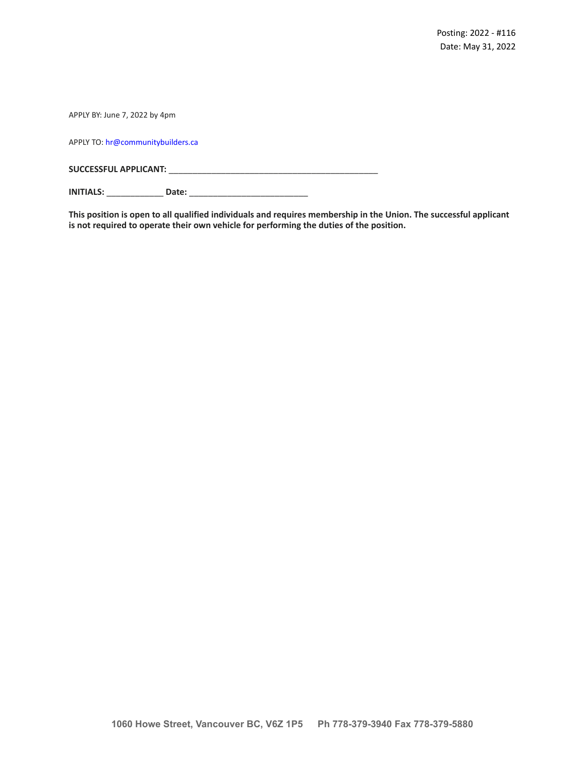Posting: 2022 - #116
Date: May 31, 2022

APPLY BY: June 7, 2022 by 4pm

APPLY TO: hr@communitybuilders.ca

**SUCCESSFUL APPLICANT:** ____________________________________________

**INITIALS:** ____________ **Date:** _________________________

**This position is open to all qualified individuals and requires membership in the Union. The successful applicant is not required to operate their own vehicle for performing the duties of the position.**

**1060 Howe Street, Vancouver BC, V6Z 1P5 Ph 778-379-3940 Fax 778-379-5880**